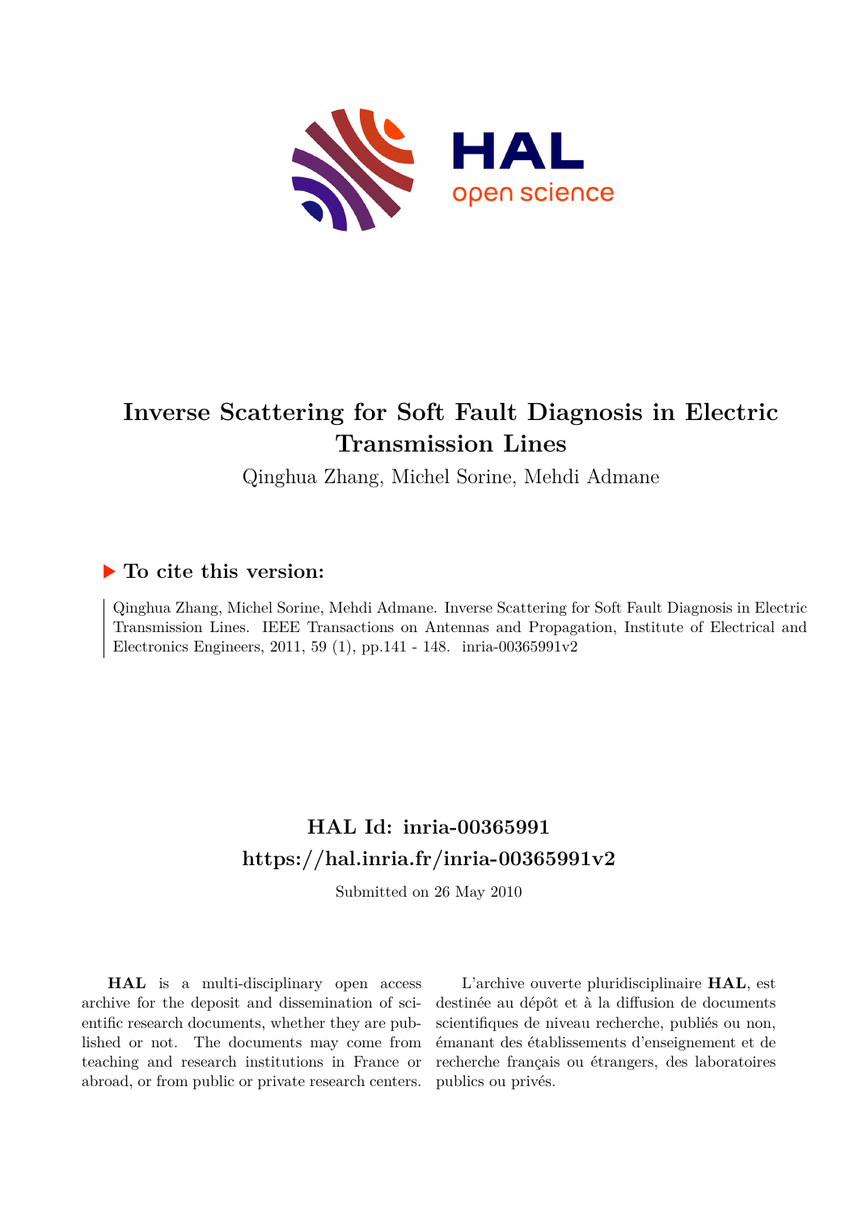# Inverse Scattering for Soft Fault Diagnosis in Electric Transmission Lines

Qinghua Zhang, Michel Sorine, Mehdi Admane

## ▶ To cite this version:

Qinghua Zhang, Michel Sorine, Mehdi Admane. Inverse Scattering for Soft Fault Diagnosis in Electric Transmission Lines. IEEE Transactions on Antennas and Propagation, Institute of Electrical and Electronics Engineers, 2011, 59 (1), pp.141 - 148. inria-00365991v2

## HAL Id: inria-00365991
## https://hal.inria.fr/inria-00365991v2

Submitted on 26 May 2010

**HAL** is a multi-disciplinary open access archive for the deposit and dissemination of scientific research documents, whether they are published or not. The documents may come from teaching and research institutions in France or abroad, or from public or private research centers.

L'archive ouverte pluridisciplinaire **HAL**, est destinée au dépôt et à la diffusion de documents scientifiques de niveau recherche, publiés ou non, émanant des établissements d'enseignement et de recherche français ou étrangers, des laboratoires publics ou privés.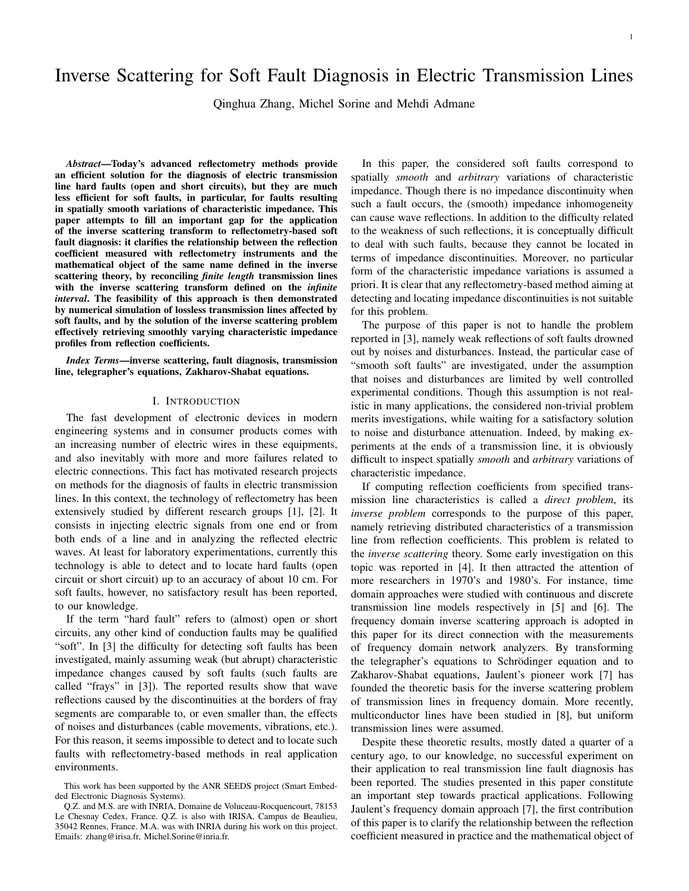# Inverse Scattering for Soft Fault Diagnosis in Electric Transmission Lines

Qinghua Zhang, Michel Sorine and Mehdi Admane

***Abstract*—Today's advanced reflectometry methods provide an efficient solution for the diagnosis of electric transmission line hard faults (open and short circuits), but they are much less efficient for soft faults, in particular, for faults resulting in spatially smooth variations of characteristic impedance. This paper attempts to fill an important gap for the application of the inverse scattering transform to reflectometry-based soft fault diagnosis: it clarifies the relationship between the reflection coefficient measured with reflectometry instruments and the mathematical object of the same name defined in the inverse scattering theory, by reconciling *finite length* transmission lines with the inverse scattering transform defined on the *infinite interval*. The feasibility of this approach is then demonstrated by numerical simulation of lossless transmission lines affected by soft faults, and by the solution of the inverse scattering problem effectively retrieving smoothly varying characteristic impedance profiles from reflection coefficients.**

***Index Terms*—inverse scattering, fault diagnosis, transmission line, telegrapher's equations, Zakharov-Shabat equations.**

## I. Introduction

The fast development of electronic devices in modern engineering systems and in consumer products comes with an increasing number of electric wires in these equipments, and also inevitably with more and more failures related to electric connections. This fact has motivated research projects on methods for the diagnosis of faults in electric transmission lines. In this context, the technology of reflectometry has been extensively studied by different research groups [1], [2]. It consists in injecting electric signals from one end or from both ends of a line and in analyzing the reflected electric waves. At least for laboratory experimentations, currently this technology is able to detect and to locate hard faults (open circuit or short circuit) up to an accuracy of about 10 cm. For soft faults, however, no satisfactory result has been reported, to our knowledge.

If the term "hard fault" refers to (almost) open or short circuits, any other kind of conduction faults may be qualified "soft". In [3] the difficulty for detecting soft faults has been investigated, mainly assuming weak (but abrupt) characteristic impedance changes caused by soft faults (such faults are called "frays" in [3]). The reported results show that wave reflections caused by the discontinuities at the borders of fray segments are comparable to, or even smaller than, the effects of noises and disturbances (cable movements, vibrations, etc.). For this reason, it seems impossible to detect and to locate such faults with reflectometry-based methods in real application environments.

This work has been supported by the ANR SEEDS project (Smart Embedded Electronic Diagnosis Systems).

Q.Z. and M.S. are with INRIA, Domaine de Voluceau-Rocquencourt, 78153 Le Chesnay Cedex, France. Q.Z. is also with IRISA, Campus de Beaulieu, 35042 Rennes, France. M.A. was with INRIA during his work on this project. Emails: zhang@irisa.fr, Michel.Sorine@inria.fr.

In this paper, the considered soft faults correspond to spatially *smooth* and *arbitrary* variations of characteristic impedance. Though there is no impedance discontinuity when such a fault occurs, the (smooth) impedance inhomogeneity can cause wave reflections. In addition to the difficulty related to the weakness of such reflections, it is conceptually difficult to deal with such faults, because they cannot be located in terms of impedance discontinuities. Moreover, no particular form of the characteristic impedance variations is assumed a priori. It is clear that any reflectometry-based method aiming at detecting and locating impedance discontinuities is not suitable for this problem.

The purpose of this paper is not to handle the problem reported in [3], namely weak reflections of soft faults drowned out by noises and disturbances. Instead, the particular case of "smooth soft faults" are investigated, under the assumption that noises and disturbances are limited by well controlled experimental conditions. Though this assumption is not realistic in many applications, the considered non-trivial problem merits investigations, while waiting for a satisfactory solution to noise and disturbance attenuation. Indeed, by making experiments at the ends of a transmission line, it is obviously difficult to inspect spatially *smooth* and *arbitrary* variations of characteristic impedance.

If computing reflection coefficients from specified transmission line characteristics is called a *direct problem*, its *inverse problem* corresponds to the purpose of this paper, namely retrieving distributed characteristics of a transmission line from reflection coefficients. This problem is related to the *inverse scattering* theory. Some early investigation on this topic was reported in [4]. It then attracted the attention of more researchers in 1970's and 1980's. For instance, time domain approaches were studied with continuous and discrete transmission line models respectively in [5] and [6]. The frequency domain inverse scattering approach is adopted in this paper for its direct connection with the measurements of frequency domain network analyzers. By transforming the telegrapher's equations to Schrödinger equation and to Zakharov-Shabat equations, Jaulent's pioneer work [7] has founded the theoretic basis for the inverse scattering problem of transmission lines in frequency domain. More recently, multiconductor lines have been studied in [8], but uniform transmission lines were assumed.

Despite these theoretic results, mostly dated a quarter of a century ago, to our knowledge, no successful experiment on their application to real transmission line fault diagnosis has been reported. The studies presented in this paper constitute an important step towards practical applications. Following Jaulent's frequency domain approach [7], the first contribution of this paper is to clarify the relationship between the reflection coefficient measured in practice and the mathematical object of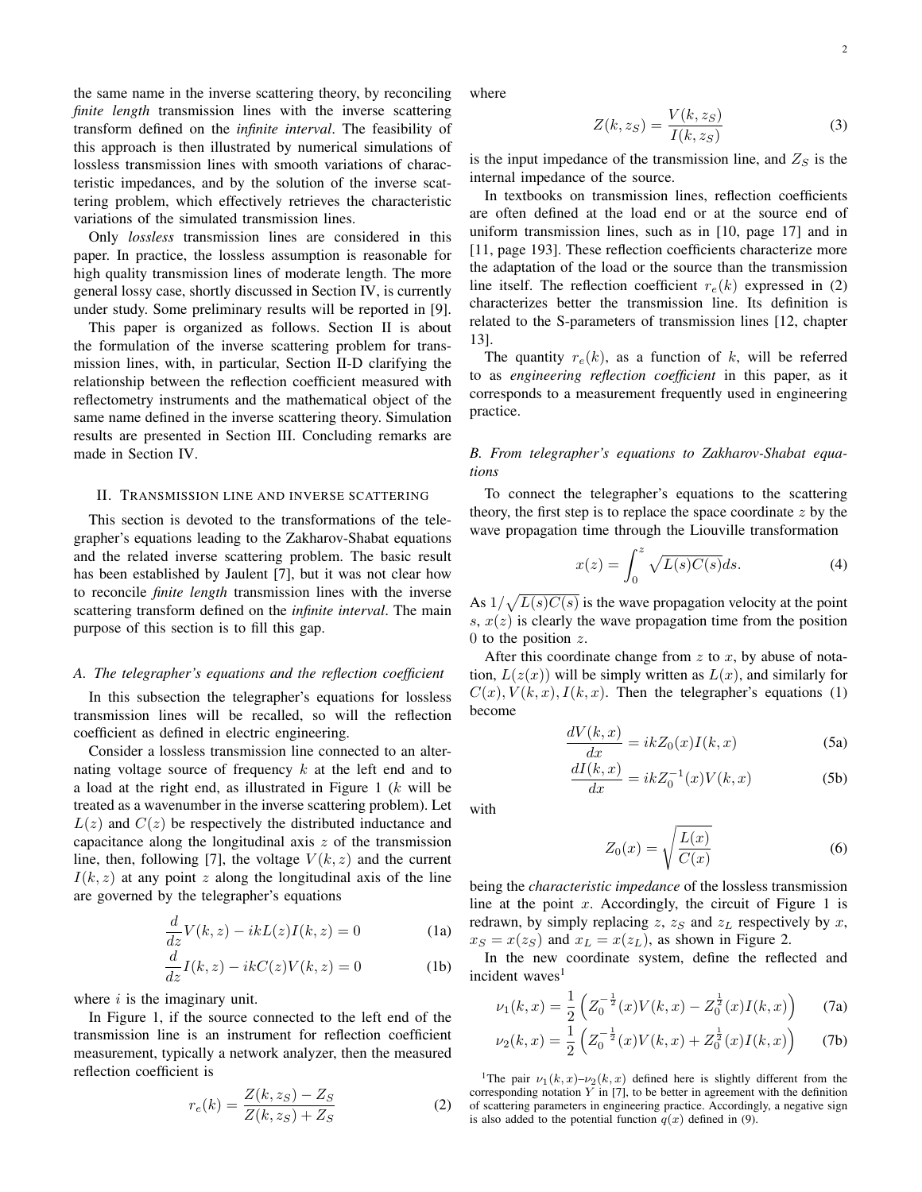the same name in the inverse scattering theory, by reconciling *finite length* transmission lines with the inverse scattering transform defined on the *infinite interval*. The feasibility of this approach is then illustrated by numerical simulations of lossless transmission lines with smooth variations of characteristic impedances, and by the solution of the inverse scattering problem, which effectively retrieves the characteristic variations of the simulated transmission lines.

Only *lossless* transmission lines are considered in this paper. In practice, the lossless assumption is reasonable for high quality transmission lines of moderate length. The more general lossy case, shortly discussed in Section IV, is currently under study. Some preliminary results will be reported in [9].

This paper is organized as follows. Section II is about the formulation of the inverse scattering problem for transmission lines, with, in particular, Section II-D clarifying the relationship between the reflection coefficient measured with reflectometry instruments and the mathematical object of the same name defined in the inverse scattering theory. Simulation results are presented in Section III. Concluding remarks are made in Section IV.

## II. Transmission line and inverse scattering

This section is devoted to the transformations of the telegrapher's equations leading to the Zakharov-Shabat equations and the related inverse scattering problem. The basic result has been established by Jaulent [7], but it was not clear how to reconcile *finite length* transmission lines with the inverse scattering transform defined on the *infinite interval*. The main purpose of this section is to fill this gap.

### A. The telegrapher's equations and the reflection coefficient

In this subsection the telegrapher's equations for lossless transmission lines will be recalled, so will the reflection coefficient as defined in electric engineering.

Consider a lossless transmission line connected to an alternating voltage source of frequency $k$ at the left end and to a load at the right end, as illustrated in Figure 1 ($k$ will be treated as a wavenumber in the inverse scattering problem). Let $L(z)$ and $C(z)$ be respectively the distributed inductance and capacitance along the longitudinal axis $z$ of the transmission line, then, following [7], the voltage $V(k,z)$ and the current $I(k,z)$ at any point $z$ along the longitudinal axis of the line are governed by the telegrapher's equations

$$\frac{d}{dz}V(k,z) - ikL(z)I(k,z) = 0 \tag{1a}$$

$$\frac{d}{dz}I(k,z) - ikC(z)V(k,z) = 0 \tag{1b}$$

where $i$ is the imaginary unit.

In Figure 1, if the source connected to the left end of the transmission line is an instrument for reflection coefficient measurement, typically a network analyzer, then the measured reflection coefficient is

$$r_e(k) = \frac{Z(k,z_S) - Z_S}{Z(k,z_S) + Z_S} \tag{2}$$

where

$$Z(k,z_S) = \frac{V(k,z_S)}{I(k,z_S)} \tag{3}$$

is the input impedance of the transmission line, and $Z_S$ is the internal impedance of the source.

In textbooks on transmission lines, reflection coefficients are often defined at the load end or at the source end of uniform transmission lines, such as in [10, page 17] and in [11, page 193]. These reflection coefficients characterize more the adaptation of the load or the source than the transmission line itself. The reflection coefficient $r_e(k)$ expressed in (2) characterizes better the transmission line. Its definition is related to the S-parameters of transmission lines [12, chapter 13].

The quantity $r_e(k)$, as a function of $k$, will be referred to as *engineering reflection coefficient* in this paper, as it corresponds to a measurement frequently used in engineering practice.

### B. From telegrapher's equations to Zakharov-Shabat equations

To connect the telegrapher's equations to the scattering theory, the first step is to replace the space coordinate $z$ by the wave propagation time through the Liouville transformation

$$x(z) = \int_0^z \sqrt{L(s)C(s)}ds. \tag{4}$$

As $1/\sqrt{L(s)C(s)}$ is the wave propagation velocity at the point $s$, $x(z)$ is clearly the wave propagation time from the position 0 to the position $z$.

After this coordinate change from $z$ to $x$, by abuse of notation, $L(z(x))$ will be simply written as $L(x)$, and similarly for $C(x), V(k,x), I(k,x)$. Then the telegrapher's equations (1) become

$$\frac{dV(k,x)}{dx} = ikZ_0(x)I(k,x) \tag{5a}$$

$$\frac{dI(k,x)}{dx} = ikZ_0^{-1}(x)V(k,x) \tag{5b}$$

with

$$Z_0(x) = \sqrt{\frac{L(x)}{C(x)}} \tag{6}$$

being the *characteristic impedance* of the lossless transmission line at the point $x$. Accordingly, the circuit of Figure 1 is redrawn, by simply replacing $z$, $z_S$ and $z_L$ respectively by $x$, $x_S = x(z_S)$ and $x_L = x(z_L)$, as shown in Figure 2.

In the new coordinate system, define the reflected and incident waves[1]

$$\nu_1(k,x) = \frac{1}{2}\left(Z_0^{-\frac{1}{2}}(x)V(k,x) - Z_0^{\frac{1}{2}}(x)I(k,x)\right) \tag{7a}$$

$$\nu_2(k,x) = \frac{1}{2}\left(Z_0^{-\frac{1}{2}}(x)V(k,x) + Z_0^{\frac{1}{2}}(x)I(k,x)\right) \tag{7b}$$

[1] The pair $\nu_1(k,x)$–$\nu_2(k,x)$ defined here is slightly different from the corresponding notation $Y$ in [7], to be better in agreement with the definition of scattering parameters in engineering practice. Accordingly, a negative sign is also added to the potential function $q(x)$ defined in (9).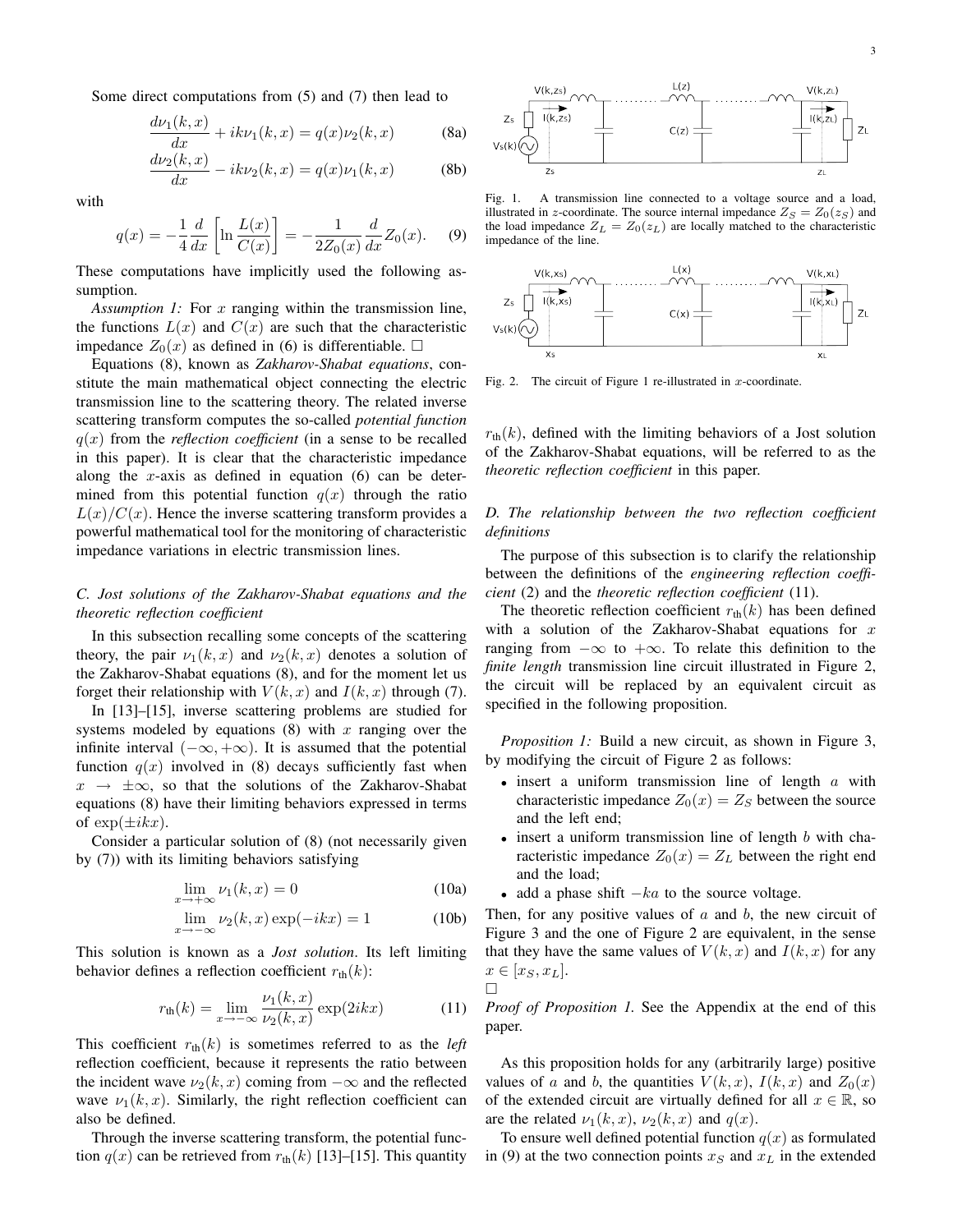Some direct computations from (5) and (7) then lead to

$$\frac{d\nu_1(k,x)}{dx} + ik\nu_1(k,x) = q(x)\nu_2(k,x) \tag{8a}$$

$$\frac{d\nu_2(k,x)}{dx} - ik\nu_2(k,x) = q(x)\nu_1(k,x) \tag{8b}$$

with

$$q(x) = -\frac{1}{4}\frac{d}{dx}\left[\ln\frac{L(x)}{C(x)}\right] = -\frac{1}{2Z_0(x)}\frac{d}{dx}Z_0(x). \tag{9}$$

These computations have implicitly used the following assumption.

*Assumption 1:* For $x$ ranging within the transmission line, the functions $L(x)$ and $C(x)$ are such that the characteristic impedance $Z_0(x)$ as defined in (6) is differentiable. □

Equations (8), known as *Zakharov-Shabat equations*, constitute the main mathematical object connecting the electric transmission line to the scattering theory. The related inverse scattering transform computes the so-called *potential function* $q(x)$ from the *reflection coefficient* (in a sense to be recalled in this paper). It is clear that the characteristic impedance along the $x$-axis as defined in equation (6) can be determined from this potential function $q(x)$ through the ratio $L(x)/C(x)$. Hence the inverse scattering transform provides a powerful mathematical tool for the monitoring of characteristic impedance variations in electric transmission lines.

### C. Jost solutions of the Zakharov-Shabat equations and the theoretic reflection coefficient

In this subsection recalling some concepts of the scattering theory, the pair $\nu_1(k,x)$ and $\nu_2(k,x)$ denotes a solution of the Zakharov-Shabat equations (8), and for the moment let us forget their relationship with $V(k,x)$ and $I(k,x)$ through (7).

In [13]–[15], inverse scattering problems are studied for systems modeled by equations (8) with $x$ ranging over the infinite interval $(-\infty,+\infty)$. It is assumed that the potential function $q(x)$ involved in (8) decays sufficiently fast when $x \to \pm\infty$, so that the solutions of the Zakharov-Shabat equations (8) have their limiting behaviors expressed in terms of $\exp(\pm ikx)$.

Consider a particular solution of (8) (not necessarily given by (7)) with its limiting behaviors satisfying

$$\lim_{x\to+\infty}\nu_1(k,x) = 0 \tag{10a}$$

$$\lim_{x\to-\infty}\nu_2(k,x)\exp(-ikx) = 1 \tag{10b}$$

This solution is known as a *Jost solution*. Its left limiting behavior defines a reflection coefficient $r_{\text{th}}(k)$:

$$r_{\text{th}}(k) = \lim_{x\to-\infty}\frac{\nu_1(k,x)}{\nu_2(k,x)}\exp(2ikx) \tag{11}$$

This coefficient $r_{\text{th}}(k)$ is sometimes referred to as the *left* reflection coefficient, because it represents the ratio between the incident wave $\nu_2(k,x)$ coming from $-\infty$ and the reflected wave $\nu_1(k,x)$. Similarly, the right reflection coefficient can also be defined.

Through the inverse scattering transform, the potential function $q(x)$ can be retrieved from $r_{\text{th}}(k)$ [13]–[15]. This quantity $r_{\text{th}}(k)$, defined with the limiting behaviors of a Jost solution of the Zakharov-Shabat equations, will be referred to as the *theoretic reflection coefficient* in this paper.

Fig. 1. A transmission line connected to a voltage source and a load, illustrated in $z$-coordinate. The source internal impedance $Z_S = Z_0(z_S)$ and the load impedance $Z_L = Z_0(z_L)$ are locally matched to the characteristic impedance of the line.

Fig. 2. The circuit of Figure 1 re-illustrated in $x$-coordinate.

### D. The relationship between the two reflection coefficient definitions

The purpose of this subsection is to clarify the relationship between the definitions of the *engineering reflection coefficient* (2) and the *theoretic reflection coefficient* (11).

The theoretic reflection coefficient $r_{\text{th}}(k)$ has been defined with a solution of the Zakharov-Shabat equations for $x$ ranging from $-\infty$ to $+\infty$. To relate this definition to the *finite length* transmission line circuit illustrated in Figure 2, the circuit will be replaced by an equivalent circuit as specified in the following proposition.

*Proposition 1:* Build a new circuit, as shown in Figure 3, by modifying the circuit of Figure 2 as follows:

- insert a uniform transmission line of length $a$ with characteristic impedance $Z_0(x) = Z_S$ between the source and the left end;
- insert a uniform transmission line of length $b$ with characteristic impedance $Z_0(x) = Z_L$ between the right end and the load;
- add a phase shift $-ka$ to the source voltage.

Then, for any positive values of $a$ and $b$, the new circuit of Figure 3 and the one of Figure 2 are equivalent, in the sense that they have the same values of $V(k,x)$ and $I(k,x)$ for any $x \in [x_S, x_L]$.
□

*Proof of Proposition 1.* See the Appendix at the end of this paper.

As this proposition holds for any (arbitrarily large) positive values of $a$ and $b$, the quantities $V(k,x)$, $I(k,x)$ and $Z_0(x)$ of the extended circuit are virtually defined for all $x \in \mathbb{R}$, so are the related $\nu_1(k,x)$, $\nu_2(k,x)$ and $q(x)$.

To ensure well defined potential function $q(x)$ as formulated in (9) at the two connection points $x_S$ and $x_L$ in the extended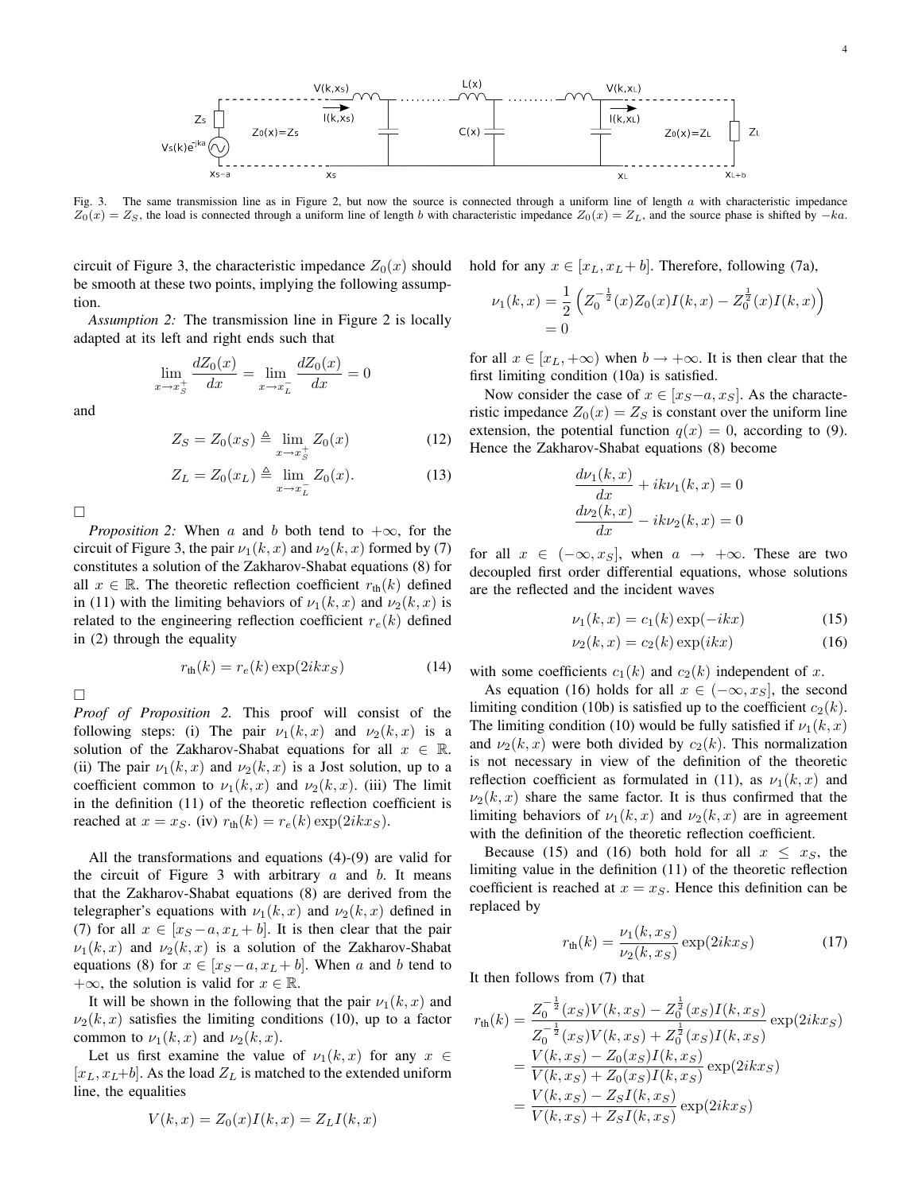Fig. 3. The same transmission line as in Figure 2, but now the source is connected through a uniform line of length $a$ with characteristic impedance $Z_0(x) = Z_S$, the load is connected through a uniform line of length $b$ with characteristic impedance $Z_0(x) = Z_L$, and the source phase is shifted by $-ka$.

circuit of Figure 3, the characteristic impedance $Z_0(x)$ should be smooth at these two points, implying the following assumption.

*Assumption 2:* The transmission line in Figure 2 is locally adapted at its left and right ends such that

$$\lim_{x\to x_S^+} \frac{dZ_0(x)}{dx} = \lim_{x\to x_L^-} \frac{dZ_0(x)}{dx} = 0$$

and

$$Z_S = Z_0(x_S) \triangleq \lim_{x\to x_S^+} Z_0(x) \tag{12}$$

$$Z_L = Z_0(x_L) \triangleq \lim_{x\to x_L^-} Z_0(x). \tag{13}$$

□

*Proposition 2:* When $a$ and $b$ both tend to $+\infty$, for the circuit of Figure 3, the pair $\nu_1(k,x)$ and $\nu_2(k,x)$ formed by (7) constitutes a solution of the Zakharov-Shabat equations (8) for all $x \in \mathbb{R}$. The theoretic reflection coefficient $r_{\text{th}}(k)$ defined in (11) with the limiting behaviors of $\nu_1(k,x)$ and $\nu_2(k,x)$ is related to the engineering reflection coefficient $r_e(k)$ defined in (2) through the equality

$$r_{\text{th}}(k) = r_e(k)\exp(2ikx_S) \tag{14}$$

□

*Proof of Proposition 2.* This proof will consist of the following steps: (i) The pair $\nu_1(k,x)$ and $\nu_2(k,x)$ is a solution of the Zakharov-Shabat equations for all $x \in \mathbb{R}$. (ii) The pair $\nu_1(k,x)$ and $\nu_2(k,x)$ is a Jost solution, up to a coefficient common to $\nu_1(k,x)$ and $\nu_2(k,x)$. (iii) The limit in the definition (11) of the theoretic reflection coefficient is reached at $x = x_S$. (iv) $r_{\text{th}}(k) = r_e(k)\exp(2ikx_S)$.

All the transformations and equations (4)-(9) are valid for the circuit of Figure 3 with arbitrary $a$ and $b$. It means that the Zakharov-Shabat equations (8) are derived from the telegrapher's equations with $\nu_1(k,x)$ and $\nu_2(k,x)$ defined in (7) for all $x \in [x_S - a, x_L + b]$. It is then clear that the pair $\nu_1(k,x)$ and $\nu_2(k,x)$ is a solution of the Zakharov-Shabat equations (8) for $x \in [x_S - a, x_L + b]$. When $a$ and $b$ tend to $+\infty$, the solution is valid for $x \in \mathbb{R}$.

It will be shown in the following that the pair $\nu_1(k,x)$ and $\nu_2(k,x)$ satisfies the limiting conditions (10), up to a factor common to $\nu_1(k,x)$ and $\nu_2(k,x)$.

Let us first examine the value of $\nu_1(k,x)$ for any $x \in [x_L, x_L + b]$. As the load $Z_L$ is matched to the extended uniform line, the equalities

$$V(k,x) = Z_0(x)I(k,x) = Z_L I(k,x)$$

hold for any $x \in [x_L, x_L + b]$. Therefore, following (7a),

$$\begin{aligned}\nu_1(k,x) &= \frac{1}{2}\left(Z_0^{-\frac{1}{2}}(x)Z_0(x)I(k,x) - Z_0^{\frac{1}{2}}(x)I(k,x)\right) \\ &= 0\end{aligned}$$

for all $x \in [x_L, +\infty)$ when $b \to +\infty$. It is then clear that the first limiting condition (10a) is satisfied.

Now consider the case of $x \in [x_S - a, x_S]$. As the characteristic impedance $Z_0(x) = Z_S$ is constant over the uniform line extension, the potential function $q(x) = 0$, according to (9). Hence the Zakharov-Shabat equations (8) become

$$\frac{d\nu_1(k,x)}{dx} + ik\nu_1(k,x) = 0$$

$$\frac{d\nu_2(k,x)}{dx} - ik\nu_2(k,x) = 0$$

for all $x \in (-\infty, x_S]$, when $a \to +\infty$. These are two decoupled first order differential equations, whose solutions are the reflected and the incident waves

$$\nu_1(k,x) = c_1(k)\exp(-ikx) \tag{15}$$

$$\nu_2(k,x) = c_2(k)\exp(ikx) \tag{16}$$

with some coefficients $c_1(k)$ and $c_2(k)$ independent of $x$.

As equation (16) holds for all $x \in (-\infty, x_S]$, the second limiting condition (10b) is satisfied up to the coefficient $c_2(k)$. The limiting condition (10) would be fully satisfied if $\nu_1(k,x)$ and $\nu_2(k,x)$ were both divided by $c_2(k)$. This normalization is not necessary in view of the definition of the theoretic reflection coefficient as formulated in (11), as $\nu_1(k,x)$ and $\nu_2(k,x)$ share the same factor. It is thus confirmed that the limiting behaviors of $\nu_1(k,x)$ and $\nu_2(k,x)$ are in agreement with the definition of the theoretic reflection coefficient.

Because (15) and (16) both hold for all $x \le x_S$, the limiting value in the definition (11) of the theoretic reflection coefficient is reached at $x = x_S$. Hence this definition can be replaced by

$$r_{\text{th}}(k) = \frac{\nu_1(k,x_S)}{\nu_2(k,x_S)}\exp(2ikx_S) \tag{17}$$

It then follows from (7) that

$$\begin{aligned}r_{\text{th}}(k) &= \frac{Z_0^{-\frac{1}{2}}(x_S)V(k,x_S) - Z_0^{\frac{1}{2}}(x_S)I(k,x_S)}{Z_0^{-\frac{1}{2}}(x_S)V(k,x_S) + Z_0^{\frac{1}{2}}(x_S)I(k,x_S)}\exp(2ikx_S) \\ &= \frac{V(k,x_S) - Z_0(x_S)I(k,x_S)}{V(k,x_S) + Z_0(x_S)I(k,x_S)}\exp(2ikx_S) \\ &= \frac{V(k,x_S) - Z_S I(k,x_S)}{V(k,x_S) + Z_S I(k,x_S)}\exp(2ikx_S)\end{aligned}$$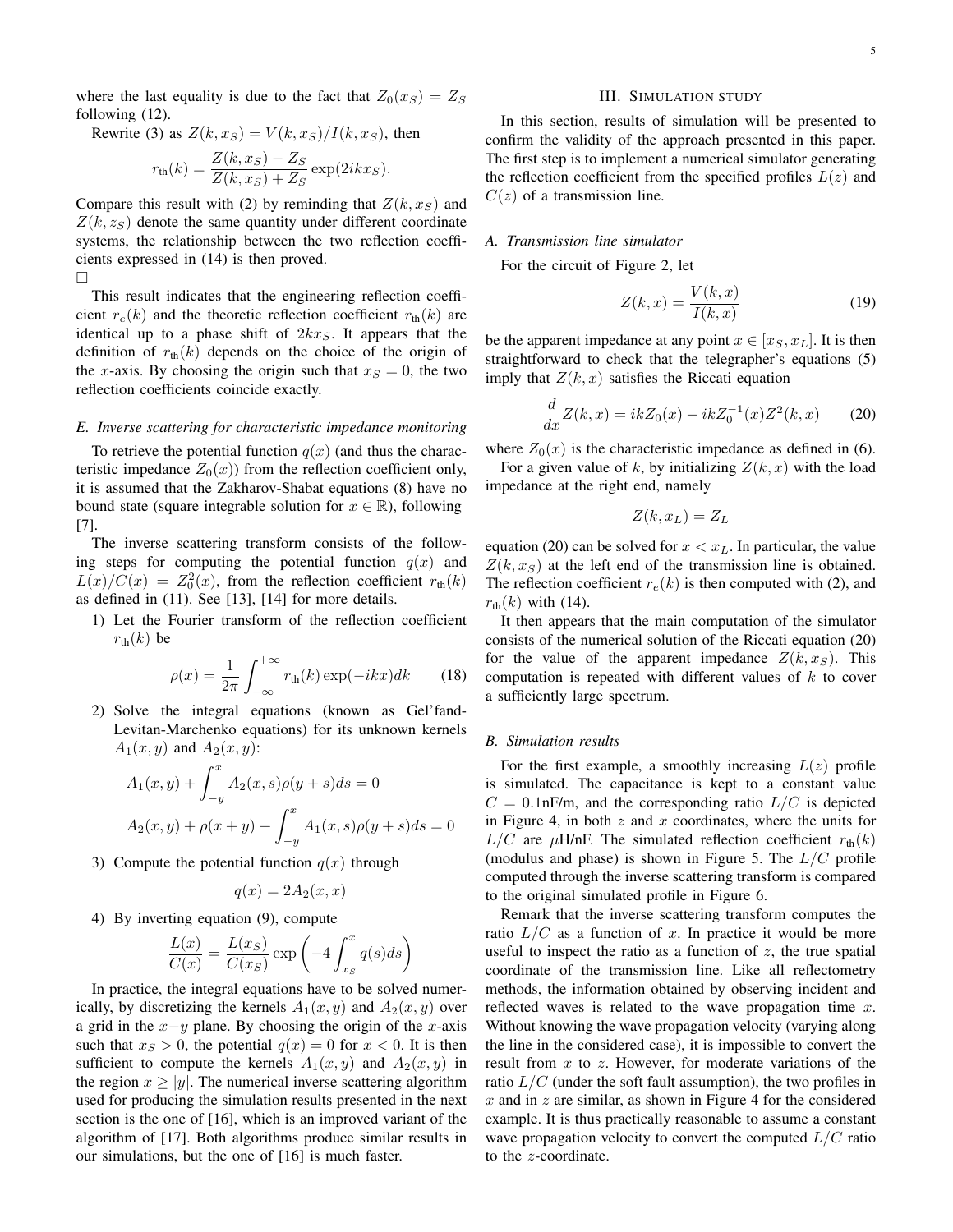where the last equality is due to the fact that $Z_0(x_S) = Z_S$ following (12).

Rewrite (3) as $Z(k, x_S) = V(k, x_S)/I(k, x_S)$, then

$$r_{\text{th}}(k) = \frac{Z(k, x_S) - Z_S}{Z(k, x_S) + Z_S} \exp(2ikx_S).$$

Compare this result with (2) by reminding that $Z(k, x_S)$ and $Z(k, z_S)$ denote the same quantity under different coordinate systems, the relationship between the two reflection coefficients expressed in (14) is then proved.

□

This result indicates that the engineering reflection coefficient $r_e(k)$ and the theoretic reflection coefficient $r_{\text{th}}(k)$ are identical up to a phase shift of $2kx_S$. It appears that the definition of $r_{\text{th}}(k)$ depends on the choice of the origin of the $x$-axis. By choosing the origin such that $x_S = 0$, the two reflection coefficients coincide exactly.

### *E. Inverse scattering for characteristic impedance monitoring*

To retrieve the potential function $q(x)$ (and thus the characteristic impedance $Z_0(x)$) from the reflection coefficient only, it is assumed that the Zakharov-Shabat equations (8) have no bound state (square integrable solution for $x \in \mathbb{R}$), following [7].

The inverse scattering transform consists of the following steps for computing the potential function $q(x)$ and $L(x)/C(x) = Z_0^2(x)$, from the reflection coefficient $r_{\text{th}}(k)$ as defined in (11). See [13], [14] for more details.

1) Let the Fourier transform of the reflection coefficient $r_{\text{th}}(k)$ be

$$\rho(x) = \frac{1}{2\pi} \int_{-\infty}^{+\infty} r_{\text{th}}(k) \exp(-ikx) dk \qquad (18)$$

2) Solve the integral equations (known as Gel'fand-Levitan-Marchenko equations) for its unknown kernels $A_1(x, y)$ and $A_2(x, y)$:

$$A_1(x, y) + \int_{-y}^{x} A_2(x, s)\rho(y + s) ds = 0$$

$$A_2(x, y) + \rho(x + y) + \int_{-y}^{x} A_1(x, s)\rho(y + s) ds = 0$$

3) Compute the potential function $q(x)$ through

$$q(x) = 2A_2(x, x)$$

4) By inverting equation (9), compute

$$\frac{L(x)}{C(x)} = \frac{L(x_S)}{C(x_S)} \exp\left(-4 \int_{x_S}^{x} q(s) ds\right)$$

In practice, the integral equations have to be solved numerically, by discretizing the kernels $A_1(x, y)$ and $A_2(x, y)$ over a grid in the $x$−$y$ plane. By choosing the origin of the $x$-axis such that $x_S > 0$, the potential $q(x) = 0$ for $x < 0$. It is then sufficient to compute the kernels $A_1(x, y)$ and $A_2(x, y)$ in the region $x \geq |y|$. The numerical inverse scattering algorithm used for producing the simulation results presented in the next section is the one of [16], which is an improved variant of the algorithm of [17]. Both algorithms produce similar results in our simulations, but the one of [16] is much faster.

## III. Simulation study

In this section, results of simulation will be presented to confirm the validity of the approach presented in this paper. The first step is to implement a numerical simulator generating the reflection coefficient from the specified profiles $L(z)$ and $C(z)$ of a transmission line.

### *A. Transmission line simulator*

For the circuit of Figure 2, let

$$Z(k, x) = \frac{V(k, x)}{I(k, x)} \qquad (19)$$

be the apparent impedance at any point $x \in [x_S, x_L]$. It is then straightforward to check that the telegrapher's equations (5) imply that $Z(k, x)$ satisfies the Riccati equation

$$\frac{d}{dx} Z(k, x) = ikZ_0(x) - ikZ_0^{-1}(x) Z^2(k, x) \qquad (20)$$

where $Z_0(x)$ is the characteristic impedance as defined in (6).

For a given value of $k$, by initializing $Z(k, x)$ with the load impedance at the right end, namely

$$Z(k, x_L) = Z_L$$

equation (20) can be solved for $x < x_L$. In particular, the value $Z(k, x_S)$ at the left end of the transmission line is obtained. The reflection coefficient $r_e(k)$ is then computed with (2), and $r_{\text{th}}(k)$ with (14).

It then appears that the main computation of the simulator consists of the numerical solution of the Riccati equation (20) for the value of the apparent impedance $Z(k, x_S)$. This computation is repeated with different values of $k$ to cover a sufficiently large spectrum.

### *B. Simulation results*

For the first example, a smoothly increasing $L(z)$ profile is simulated. The capacitance is kept to a constant value $C = 0.1$nF/m, and the corresponding ratio $L/C$ is depicted in Figure 4, in both $z$ and $x$ coordinates, where the units for $L/C$ are $\mu$H/nF. The simulated reflection coefficient $r_{\text{th}}(k)$ (modulus and phase) is shown in Figure 5. The $L/C$ profile computed through the inverse scattering transform is compared to the original simulated profile in Figure 6.

Remark that the inverse scattering transform computes the ratio $L/C$ as a function of $x$. In practice it would be more useful to inspect the ratio as a function of $z$, the true spatial coordinate of the transmission line. Like all reflectometry methods, the information obtained by observing incident and reflected waves is related to the wave propagation time $x$. Without knowing the wave propagation velocity (varying along the line in the considered case), it is impossible to convert the result from $x$ to $z$. However, for moderate variations of the ratio $L/C$ (under the soft fault assumption), the two profiles in $x$ and in $z$ are similar, as shown in Figure 4 for the considered example. It is thus practically reasonable to assume a constant wave propagation velocity to convert the computed $L/C$ ratio to the $z$-coordinate.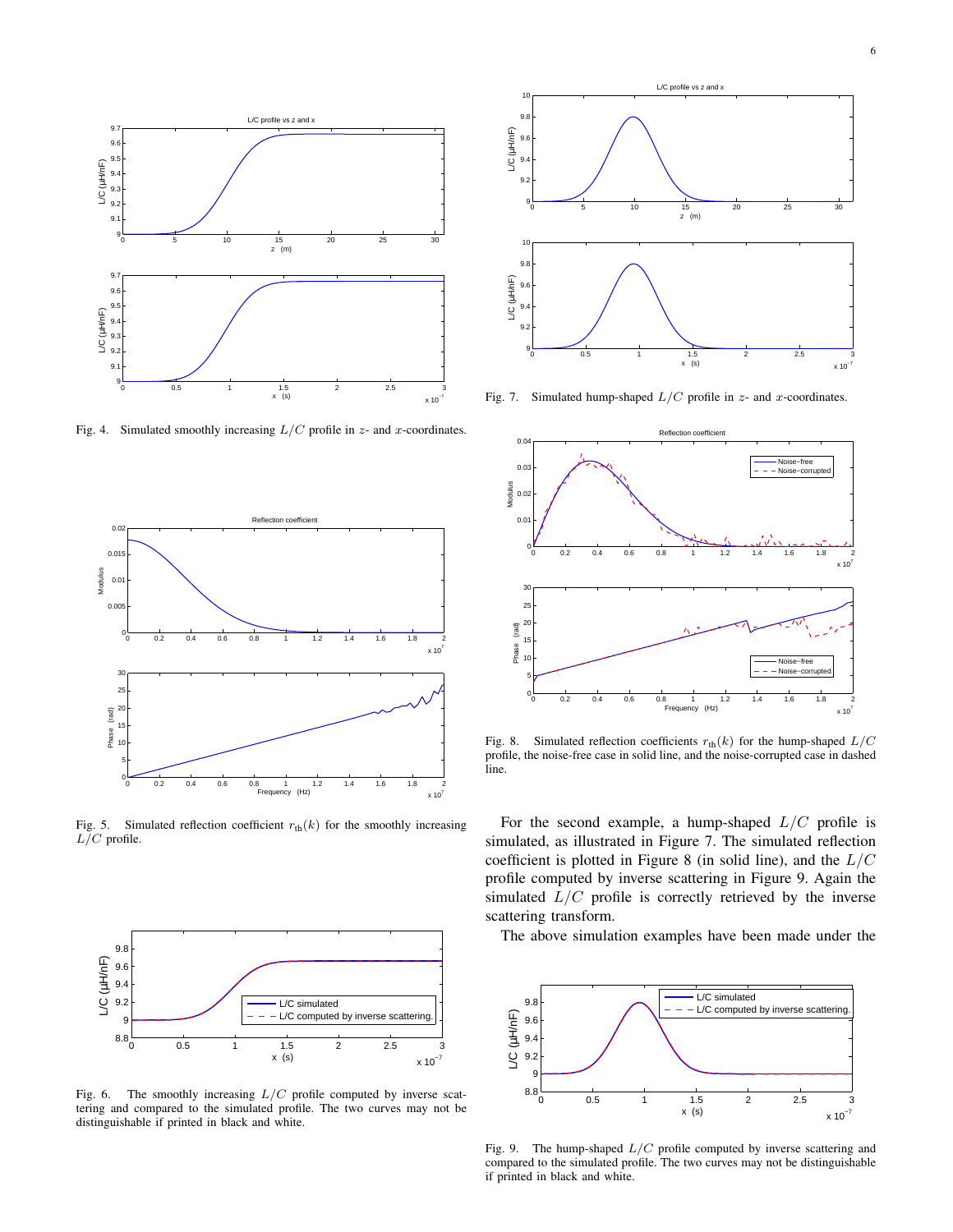Fig. 4. Simulated smoothly increasing $L/C$ profile in $z$- and $x$-coordinates.

Fig. 5. Simulated reflection coefficient $r_{\text{th}}(k)$ for the smoothly increasing $L/C$ profile.

Fig. 6. The smoothly increasing $L/C$ profile computed by inverse scattering and compared to the simulated profile. The two curves may not be distinguishable if printed in black and white.

Fig. 7. Simulated hump-shaped $L/C$ profile in $z$- and $x$-coordinates.

Fig. 8. Simulated reflection coefficients $r_{\text{th}}(k)$ for the hump-shaped $L/C$ profile, the noise-free case in solid line, and the noise-corrupted case in dashed line.

For the second example, a hump-shaped $L/C$ profile is simulated, as illustrated in Figure 7. The simulated reflection coefficient is plotted in Figure 8 (in solid line), and the $L/C$ profile computed by inverse scattering in Figure 9. Again the simulated $L/C$ profile is correctly retrieved by the inverse scattering transform.

The above simulation examples have been made under the

Fig. 9. The hump-shaped $L/C$ profile computed by inverse scattering and compared to the simulated profile. The two curves may not be distinguishable if printed in black and white.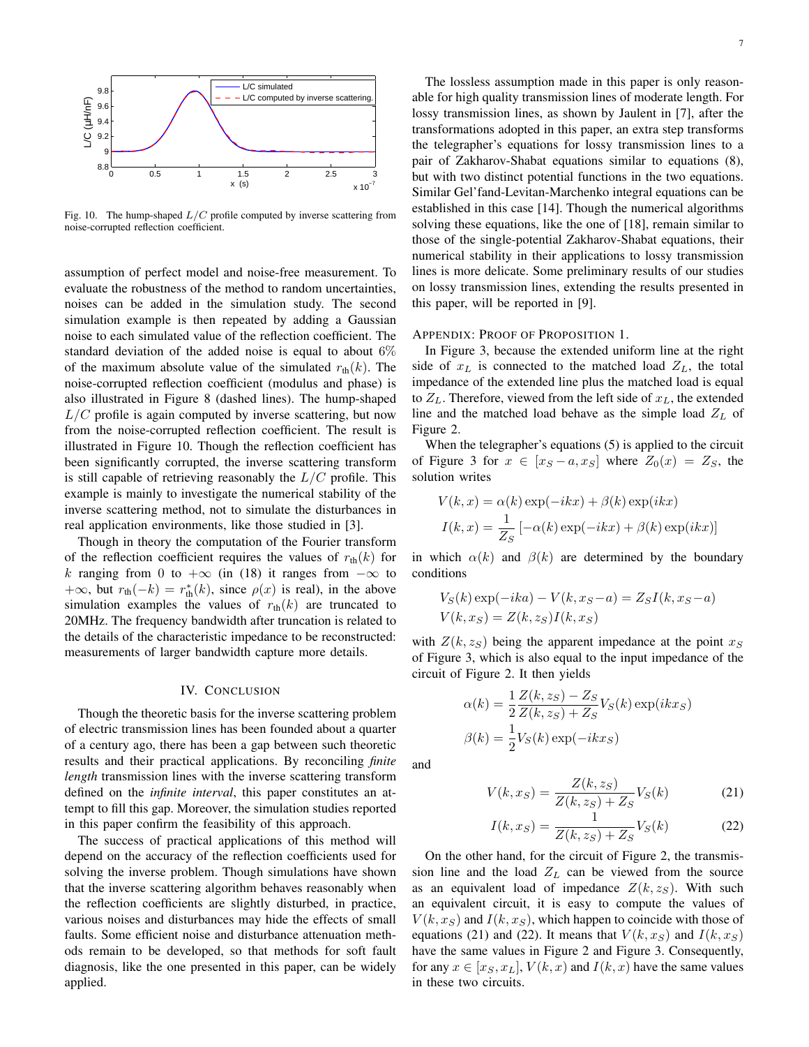Fig. 10. The hump-shaped $L/C$ profile computed by inverse scattering from noise-corrupted reflection coefficient.

assumption of perfect model and noise-free measurement. To evaluate the robustness of the method to random uncertainties, noises can be added in the simulation study. The second simulation example is then repeated by adding a Gaussian noise to each simulated value of the reflection coefficient. The standard deviation of the added noise is equal to about 6% of the maximum absolute value of the simulated $r_{\text{th}}(k)$. The noise-corrupted reflection coefficient (modulus and phase) is also illustrated in Figure 8 (dashed lines). The hump-shaped $L/C$ profile is again computed by inverse scattering, but now from the noise-corrupted reflection coefficient. The result is illustrated in Figure 10. Though the reflection coefficient has been significantly corrupted, the inverse scattering transform is still capable of retrieving reasonably the $L/C$ profile. This example is mainly to investigate the numerical stability of the inverse scattering method, not to simulate the disturbances in real application environments, like those studied in [3].

Though in theory the computation of the Fourier transform of the reflection coefficient requires the values of $r_{\text{th}}(k)$ for $k$ ranging from 0 to $+\infty$ (in (18) it ranges from $-\infty$ to $+\infty$, but $r_{\text{th}}(-k) = r^*_{\text{th}}(k)$, since $\rho(x)$ is real), in the above simulation examples the values of $r_{\text{th}}(k)$ are truncated to 20MHz. The frequency bandwidth after truncation is related to the details of the characteristic impedance to be reconstructed: measurements of larger bandwidth capture more details.

## IV. Conclusion

Though the theoretic basis for the inverse scattering problem of electric transmission lines has been founded about a quarter of a century ago, there has been a gap between such theoretic results and their practical applications. By reconciling *finite length* transmission lines with the inverse scattering transform defined on the *infinite interval*, this paper constitutes an attempt to fill this gap. Moreover, the simulation studies reported in this paper confirm the feasibility of this approach.

The success of practical applications of this method will depend on the accuracy of the reflection coefficients used for solving the inverse problem. Though simulations have shown that the inverse scattering algorithm behaves reasonably when the reflection coefficients are slightly disturbed, in practice, various noises and disturbances may hide the effects of small faults. Some efficient noise and disturbance attenuation methods remain to be developed, so that methods for soft fault diagnosis, like the one presented in this paper, can be widely applied.

The lossless assumption made in this paper is only reasonable for high quality transmission lines of moderate length. For lossy transmission lines, as shown by Jaulent in [7], after the transformations adopted in this paper, an extra step transforms the telegrapher's equations for lossy transmission lines to a pair of Zakharov-Shabat equations similar to equations (8), but with two distinct potential functions in the two equations. Similar Gel'fand-Levitan-Marchenko integral equations can be established in this case [14]. Though the numerical algorithms solving these equations, like the one of [18], remain similar to those of the single-potential Zakharov-Shabat equations, their numerical stability in their applications to lossy transmission lines is more delicate. Some preliminary results of our studies on lossy transmission lines, extending the results presented in this paper, will be reported in [9].

## Appendix: Proof of Proposition 1.

In Figure 3, because the extended uniform line at the right side of $x_L$ is connected to the matched load $Z_L$, the total impedance of the extended line plus the matched load is equal to $Z_L$. Therefore, viewed from the left side of $x_L$, the extended line and the matched load behave as the simple load $Z_L$ of Figure 2.

When the telegrapher's equations (5) is applied to the circuit of Figure 3 for $x \in [x_S - a, x_S]$ where $Z_0(x) = Z_S$, the solution writes

$$V(k,x) = \alpha(k)\exp(-ikx) + \beta(k)\exp(ikx)$$

$$I(k,x) = \frac{1}{Z_S}\left[-\alpha(k)\exp(-ikx) + \beta(k)\exp(ikx)\right]$$

in which $\alpha(k)$ and $\beta(k)$ are determined by the boundary conditions

$$V_S(k)\exp(-ika) - V(k, x_S - a) = Z_S I(k, x_S - a)$$

$$V(k, x_S) = Z(k, z_S) I(k, x_S)$$

with $Z(k, z_S)$ being the apparent impedance at the point $x_S$ of Figure 3, which is also equal to the input impedance of the circuit of Figure 2. It then yields

$$\alpha(k) = \frac{1}{2}\frac{Z(k,z_S) - Z_S}{Z(k,z_S) + Z_S} V_S(k)\exp(ikx_S)$$

$$\beta(k) = \frac{1}{2} V_S(k)\exp(-ikx_S)$$

and

$$V(k, x_S) = \frac{Z(k,z_S)}{Z(k,z_S) + Z_S} V_S(k) \tag{21}$$

$$I(k, x_S) = \frac{1}{Z(k,z_S) + Z_S} V_S(k) \tag{22}$$

On the other hand, for the circuit of Figure 2, the transmission line and the load $Z_L$ can be viewed from the source as an equivalent load of impedance $Z(k, z_S)$. With such an equivalent circuit, it is easy to compute the values of $V(k, x_S)$ and $I(k, x_S)$, which happen to coincide with those of equations (21) and (22). It means that $V(k, x_S)$ and $I(k, x_S)$ have the same values in Figure 2 and Figure 3. Consequently, for any $x \in [x_S, x_L]$, $V(k,x)$ and $I(k,x)$ have the same values in these two circuits.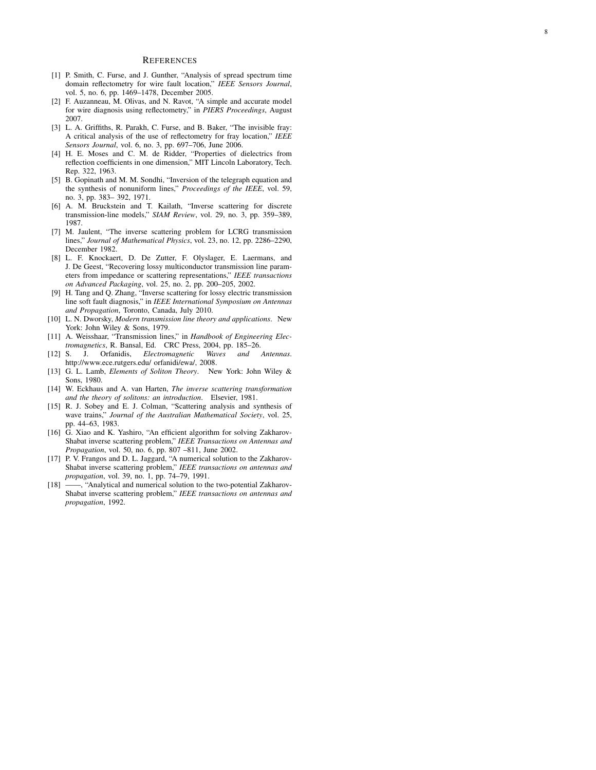# References

[1] P. Smith, C. Furse, and J. Gunther, "Analysis of spread spectrum time domain reflectometry for wire fault location," *IEEE Sensors Journal*, vol. 5, no. 6, pp. 1469–1478, December 2005.

[2] F. Auzanneau, M. Olivas, and N. Ravot, "A simple and accurate model for wire diagnosis using reflectometry," in *PIERS Proceedings*, August 2007.

[3] L. A. Griffiths, R. Parakh, C. Furse, and B. Baker, "The invisible fray: A critical analysis of the use of reflectometry for fray location," *IEEE Sensors Journal*, vol. 6, no. 3, pp. 697–706, June 2006.

[4] H. E. Moses and C. M. de Ridder, "Properties of dielectrics from reflection coefficients in one dimension," MIT Lincoln Laboratory, Tech. Rep. 322, 1963.

[5] B. Gopinath and M. M. Sondhi, "Inversion of the telegraph equation and the synthesis of nonuniform lines," *Proceedings of the IEEE*, vol. 59, no. 3, pp. 383– 392, 1971.

[6] A. M. Bruckstein and T. Kailath, "Inverse scattering for discrete transmission-line models," *SIAM Review*, vol. 29, no. 3, pp. 359–389, 1987.

[7] M. Jaulent, "The inverse scattering problem for LCRG transmission lines," *Journal of Mathematical Physics*, vol. 23, no. 12, pp. 2286–2290, December 1982.

[8] L. F. Knockaert, D. De Zutter, F. Olyslager, E. Laermans, and J. De Geest, "Recovering lossy multiconductor transmission line parameters from impedance or scattering representations," *IEEE transactions on Advanced Packaging*, vol. 25, no. 2, pp. 200–205, 2002.

[9] H. Tang and Q. Zhang, "Inverse scattering for lossy electric transmission line soft fault diagnosis," in *IEEE International Symposium on Antennas and Propagation*, Toronto, Canada, July 2010.

[10] L. N. Dworsky, *Modern transmission line theory and applications*. New York: John Wiley & Sons, 1979.

[11] A. Weisshaar, "Transmission lines," in *Handbook of Engineering Electromagnetics*, R. Bansal, Ed. CRC Press, 2004, pp. 185–26.

[12] S. J. Orfanidis, *Electromagnetic Waves and Antennas*. http://www.ece.rutgers.edu/ orfanidi/ewa/, 2008.

[13] G. L. Lamb, *Elements of Soliton Theory*. New York: John Wiley & Sons, 1980.

[14] W. Eckhaus and A. van Harten, *The inverse scattering transformation and the theory of solitons: an introduction*. Elsevier, 1981.

[15] R. J. Sobey and E. J. Colman, "Scattering analysis and synthesis of wave trains," *Journal of the Australian Mathematical Society*, vol. 25, pp. 44–63, 1983.

[16] G. Xiao and K. Yashiro, "An efficient algorithm for solving Zakharov-Shabat inverse scattering problem," *IEEE Transactions on Antennas and Propagation*, vol. 50, no. 6, pp. 807 –811, June 2002.

[17] P. V. Frangos and D. L. Jaggard, "A numerical solution to the Zakharov-Shabat inverse scattering problem," *IEEE transactions on antennas and propagation*, vol. 39, no. 1, pp. 74–79, 1991.

[18] ——, "Analytical and numerical solution to the two-potential Zakharov-Shabat inverse scattering problem," *IEEE transactions on antennas and propagation*, 1992.